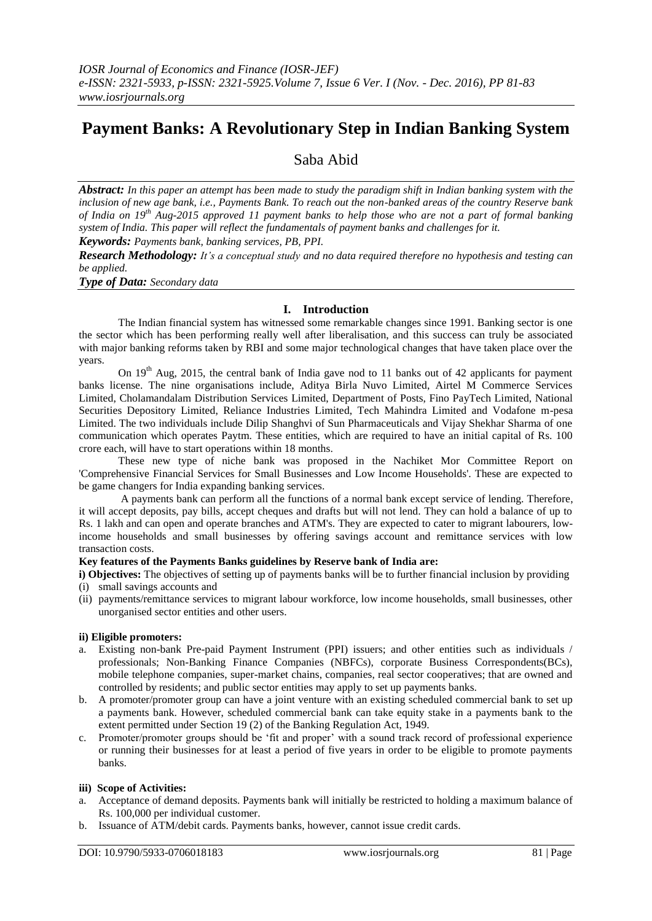# Payment Banks: A Revolutionary Step in Indian Banking System

## Saba Abid

***Abstract:*** *In this paper an attempt has been made to study the paradigm shift in Indian banking system with the inclusion of new age bank, i.e., Payments Bank. To reach out the non-banked areas of the country Reserve bank of India on 19th Aug-2015 approved 11 payment banks to help those who are not a part of formal banking system of India. This paper will reflect the fundamentals of payment banks and challenges for it.*

***Keywords:*** *Payments bank, banking services, PB, PPI.*

***Research Methodology:*** *It's a conceptual study and no data required therefore no hypothesis and testing can be applied.*

***Type of Data:*** *Secondary data*

## I. Introduction

The Indian financial system has witnessed some remarkable changes since 1991. Banking sector is one the sector which has been performing really well after liberalisation, and this success can truly be associated with major banking reforms taken by RBI and some major technological changes that have taken place over the years.

On 19th Aug, 2015, the central bank of India gave nod to 11 banks out of 42 applicants for payment banks license. The nine organisations include, Aditya Birla Nuvo Limited, Airtel M Commerce Services Limited, Cholamandalam Distribution Services Limited, Department of Posts, Fino PayTech Limited, National Securities Depository Limited, Reliance Industries Limited, Tech Mahindra Limited and Vodafone m-pesa Limited. The two individuals include Dilip Shanghvi of Sun Pharmaceuticals and Vijay Shekhar Sharma of one communication which operates Paytm. These entities, which are required to have an initial capital of Rs. 100 crore each, will have to start operations within 18 months.

These new type of niche bank was proposed in the Nachiket Mor Committee Report on 'Comprehensive Financial Services for Small Businesses and Low Income Households'. These are expected to be game changers for India expanding banking services.

A payments bank can perform all the functions of a normal bank except service of lending. Therefore, it will accept deposits, pay bills, accept cheques and drafts but will not lend. They can hold a balance of up to Rs. 1 lakh and can open and operate branches and ATM's. They are expected to cater to migrant labourers, low-income households and small businesses by offering savings account and remittance services with low transaction costs.

**Key features of the Payments Banks guidelines by Reserve bank of India are:**

**i) Objectives:** The objectives of setting up of payments banks will be to further financial inclusion by providing

(i) small savings accounts and
(ii) payments/remittance services to migrant labour workforce, low income households, small businesses, other unorganised sector entities and other users.

**ii) Eligible promoters:**

a. Existing non-bank Pre-paid Payment Instrument (PPI) issuers; and other entities such as individuals / professionals; Non-Banking Finance Companies (NBFCs), corporate Business Correspondents(BCs), mobile telephone companies, super-market chains, companies, real sector cooperatives; that are owned and controlled by residents; and public sector entities may apply to set up payments banks.
b. A promoter/promoter group can have a joint venture with an existing scheduled commercial bank to set up a payments bank. However, scheduled commercial bank can take equity stake in a payments bank to the extent permitted under Section 19 (2) of the Banking Regulation Act, 1949.
c. Promoter/promoter groups should be 'fit and proper' with a sound track record of professional experience or running their businesses for at least a period of five years in order to be eligible to promote payments banks.

**iii) Scope of Activities:**

a. Acceptance of demand deposits. Payments bank will initially be restricted to holding a maximum balance of Rs. 100,000 per individual customer.
b. Issuance of ATM/debit cards. Payments banks, however, cannot issue credit cards.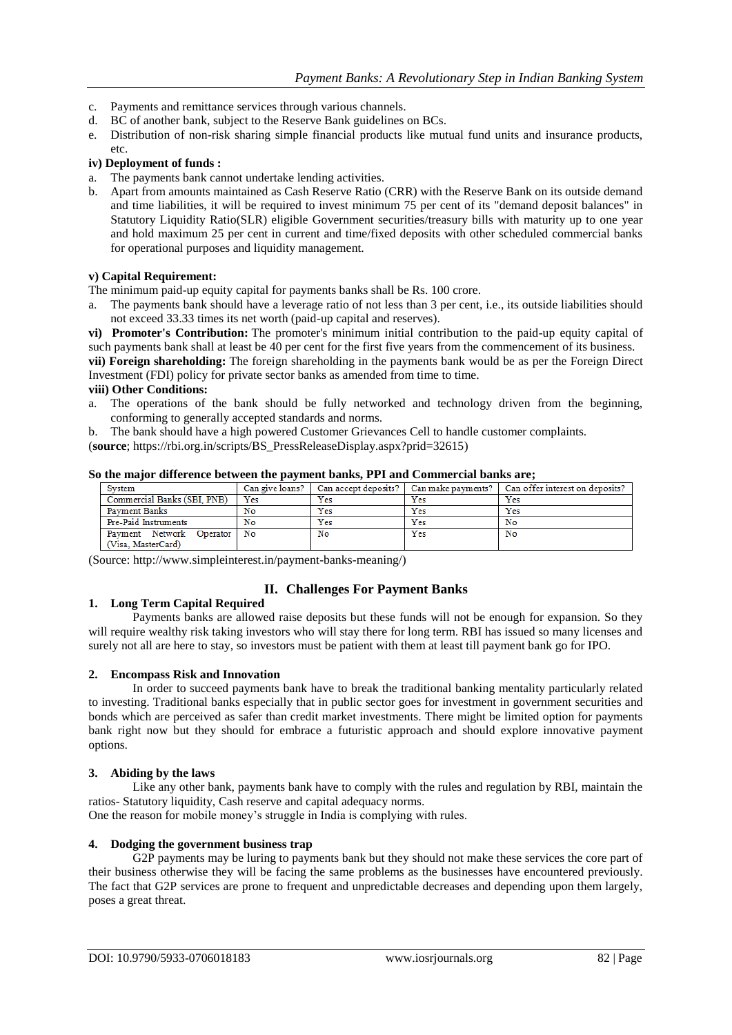c. Payments and remittance services through various channels.
d. BC of another bank, subject to the Reserve Bank guidelines on BCs.
e. Distribution of non-risk sharing simple financial products like mutual fund units and insurance products, etc.

**iv) Deployment of funds :**

a. The payments bank cannot undertake lending activities.
b. Apart from amounts maintained as Cash Reserve Ratio (CRR) with the Reserve Bank on its outside demand and time liabilities, it will be required to invest minimum 75 per cent of its "demand deposit balances" in Statutory Liquidity Ratio(SLR) eligible Government securities/treasury bills with maturity up to one year and hold maximum 25 per cent in current and time/fixed deposits with other scheduled commercial banks for operational purposes and liquidity management.

**v) Capital Requirement:**

The minimum paid-up equity capital for payments banks shall be Rs. 100 crore.

a. The payments bank should have a leverage ratio of not less than 3 per cent, i.e., its outside liabilities should not exceed 33.33 times its net worth (paid-up capital and reserves).

**vi) Promoter's Contribution:** The promoter's minimum initial contribution to the paid-up equity capital of such payments bank shall at least be 40 per cent for the first five years from the commencement of its business.

**vii) Foreign shareholding:** The foreign shareholding in the payments bank would be as per the Foreign Direct Investment (FDI) policy for private sector banks as amended from time to time.

**viii) Other Conditions:**

a. The operations of the bank should be fully networked and technology driven from the beginning, conforming to generally accepted standards and norms.
b. The bank should have a high powered Customer Grievances Cell to handle customer complaints.

(**source**; https://rbi.org.in/scripts/BS_PressReleaseDisplay.aspx?prid=32615)

**So the major difference between the payment banks, PPI and Commercial banks are;**

| System | Can give loans? | Can accept deposits? | Can make payments? | Can offer interest on deposits? |
|---|---|---|---|---|
| Commercial Banks (SBI, PNB) | Yes | Yes | Yes | Yes |
| Payment Banks | No | Yes | Yes | Yes |
| Pre-Paid Instruments | No | Yes | Yes | No |
| Payment Network Operator (Visa, MasterCard) | No | No | Yes | No |

(Source: http://www.simpleinterest.in/payment-banks-meaning/)

## II. Challenges For Payment Banks

### 1. Long Term Capital Required

Payments banks are allowed raise deposits but these funds will not be enough for expansion. So they will require wealthy risk taking investors who will stay there for long term. RBI has issued so many licenses and surely not all are here to stay, so investors must be patient with them at least till payment bank go for IPO.

### 2. Encompass Risk and Innovation

In order to succeed payments bank have to break the traditional banking mentality particularly related to investing. Traditional banks especially that in public sector goes for investment in government securities and bonds which are perceived as safer than credit market investments. There might be limited option for payments bank right now but they should for embrace a futuristic approach and should explore innovative payment options.

### 3. Abiding by the laws

Like any other bank, payments bank have to comply with the rules and regulation by RBI, maintain the ratios- Statutory liquidity, Cash reserve and capital adequacy norms.

One the reason for mobile money's struggle in India is complying with rules.

### 4. Dodging the government business trap

G2P payments may be luring to payments bank but they should not make these services the core part of their business otherwise they will be facing the same problems as the businesses have encountered previously. The fact that G2P services are prone to frequent and unpredictable decreases and depending upon them largely, poses a great threat.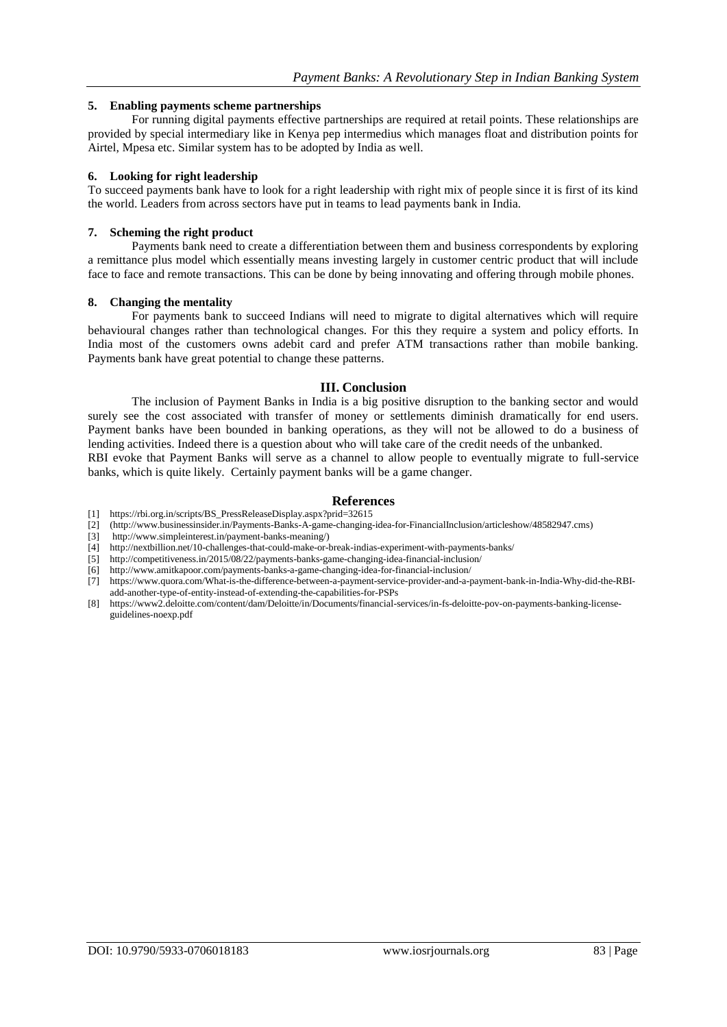**5. Enabling payments scheme partnerships**

For running digital payments effective partnerships are required at retail points. These relationships are provided by special intermediary like in Kenya pep intermedius which manages float and distribution points for Airtel, Mpesa etc. Similar system has to be adopted by India as well.

**6. Looking for right leadership**

To succeed payments bank have to look for a right leadership with right mix of people since it is first of its kind the world. Leaders from across sectors have put in teams to lead payments bank in India.

**7. Scheming the right product**

Payments bank need to create a differentiation between them and business correspondents by exploring a remittance plus model which essentially means investing largely in customer centric product that will include face to face and remote transactions. This can be done by being innovating and offering through mobile phones.

**8. Changing the mentality**

For payments bank to succeed Indians will need to migrate to digital alternatives which will require behavioural changes rather than technological changes. For this they require a system and policy efforts. In India most of the customers owns adebit card and prefer ATM transactions rather than mobile banking. Payments bank have great potential to change these patterns.

## III. Conclusion

The inclusion of Payment Banks in India is a big positive disruption to the banking sector and would surely see the cost associated with transfer of money or settlements diminish dramatically for end users. Payment banks have been bounded in banking operations, as they will not be allowed to do a business of lending activities. Indeed there is a question about who will take care of the credit needs of the unbanked.

RBI evoke that Payment Banks will serve as a channel to allow people to eventually migrate to full-service banks, which is quite likely. Certainly payment banks will be a game changer.

## References

[1] https://rbi.org.in/scripts/BS_PressReleaseDisplay.aspx?prid=32615

[2] (http://www.businessinsider.in/Payments-Banks-A-game-changing-idea-for-FinancialInclusion/articleshow/48582947.cms)

[3] http://www.simpleinterest.in/payment-banks-meaning/)

[4] http://nextbillion.net/10-challenges-that-could-make-or-break-indias-experiment-with-payments-banks/

[5] http://competitiveness.in/2015/08/22/payments-banks-game-changing-idea-financial-inclusion/

[6] http://www.amitkapoor.com/payments-banks-a-game-changing-idea-for-financial-inclusion/

[7] https://www.quora.com/What-is-the-difference-between-a-payment-service-provider-and-a-payment-bank-in-India-Why-did-the-RBI-add-another-type-of-entity-instead-of-extending-the-capabilities-for-PSPs

[8] https://www2.deloitte.com/content/dam/Deloitte/in/Documents/financial-services/in-fs-deloitte-pov-on-payments-banking-license-guidelines-noexp.pdf